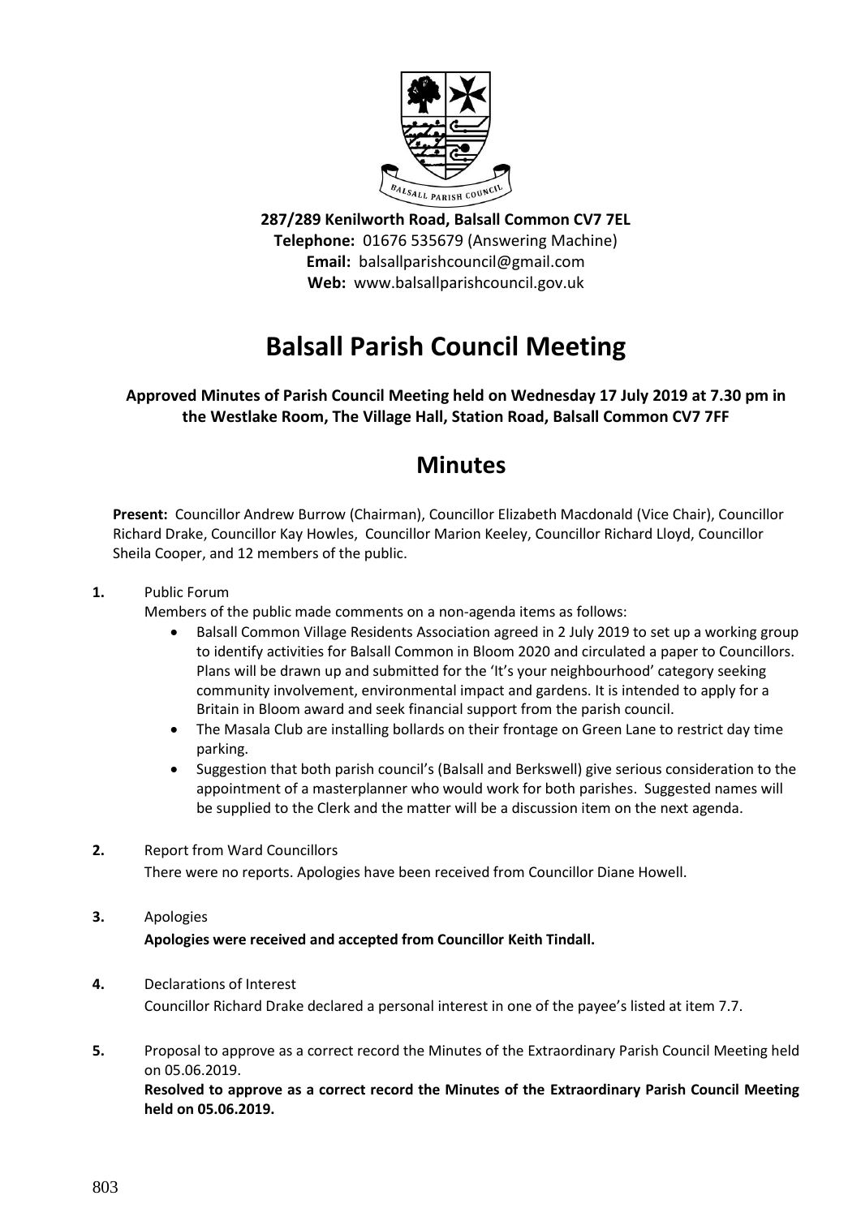**287/289 Kenilworth Road, Balsall Common CV7 7EL**
**Telephone:** 01676 535679 (Answering Machine)
**Email:** balsallparishcouncil@gmail.com
**Web:** www.balsallparishcouncil.gov.uk

# Balsall Parish Council Meeting

**Approved Minutes of Parish Council Meeting held on Wednesday 17 July 2019 at 7.30 pm in the Westlake Room, The Village Hall, Station Road, Balsall Common CV7 7FF**

## Minutes

**Present:** Councillor Andrew Burrow (Chairman), Councillor Elizabeth Macdonald (Vice Chair), Councillor Richard Drake, Councillor Kay Howles, Councillor Marion Keeley, Councillor Richard Lloyd, Councillor Sheila Cooper, and 12 members of the public.

**1.** Public Forum

Members of the public made comments on a non-agenda items as follows:

- Balsall Common Village Residents Association agreed in 2 July 2019 to set up a working group to identify activities for Balsall Common in Bloom 2020 and circulated a paper to Councillors. Plans will be drawn up and submitted for the 'It's your neighbourhood' category seeking community involvement, environmental impact and gardens. It is intended to apply for a Britain in Bloom award and seek financial support from the parish council.
- The Masala Club are installing bollards on their frontage on Green Lane to restrict day time parking.
- Suggestion that both parish council's (Balsall and Berkswell) give serious consideration to the appointment of a masterplanner who would work for both parishes. Suggested names will be supplied to the Clerk and the matter will be a discussion item on the next agenda.

**2.** Report from Ward Councillors

There were no reports. Apologies have been received from Councillor Diane Howell.

**3.** Apologies

**Apologies were received and accepted from Councillor Keith Tindall.**

**4.** Declarations of Interest

Councillor Richard Drake declared a personal interest in one of the payee's listed at item 7.7.

**5.** Proposal to approve as a correct record the Minutes of the Extraordinary Parish Council Meeting held on 05.06.2019.

**Resolved to approve as a correct record the Minutes of the Extraordinary Parish Council Meeting held on 05.06.2019.**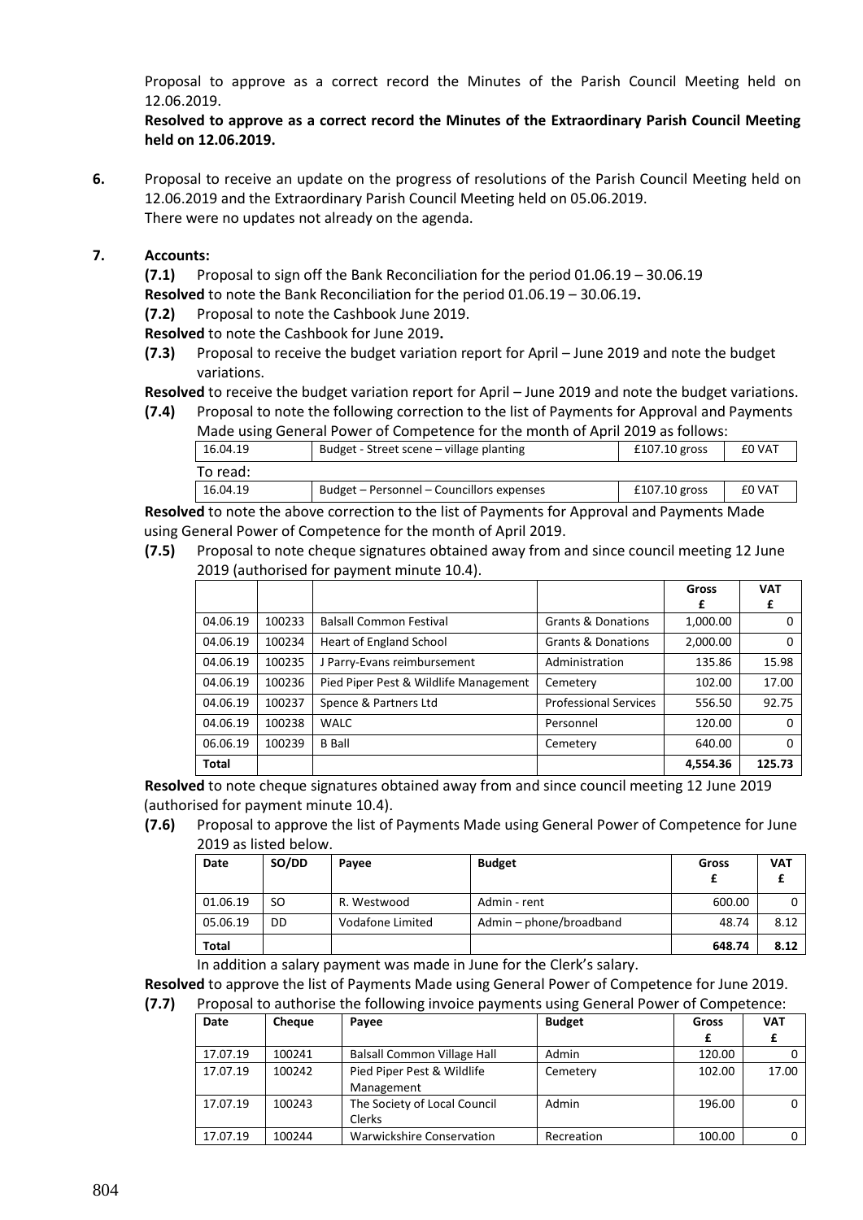Proposal to approve as a correct record the Minutes of the Parish Council Meeting held on 12.06.2019.

**Resolved to approve as a correct record the Minutes of the Extraordinary Parish Council Meeting held on 12.06.2019.**

**6.** Proposal to receive an update on the progress of resolutions of the Parish Council Meeting held on 12.06.2019 and the Extraordinary Parish Council Meeting held on 05.06.2019.
There were no updates not already on the agenda.

**7. Accounts:**

**(7.1)** Proposal to sign off the Bank Reconciliation for the period 01.06.19 – 30.06.19
**Resolved** to note the Bank Reconciliation for the period 01.06.19 – 30.06.19**.**

**(7.2)** Proposal to note the Cashbook June 2019.
**Resolved** to note the Cashbook for June 2019**.**

**(7.3)** Proposal to receive the budget variation report for April – June 2019 and note the budget variations.
**Resolved** to receive the budget variation report for April – June 2019 and note the budget variations.

**(7.4)** Proposal to note the following correction to the list of Payments for Approval and Payments Made using General Power of Competence for the month of April 2019 as follows:

| 16.04.19 | Budget - Street scene – village planting | £107.10 gross | £0 VAT |
|---|---|---|---|

To read:

| 16.04.19 | Budget – Personnel – Councillors expenses | £107.10 gross | £0 VAT |
|---|---|---|---|

**Resolved** to note the above correction to the list of Payments for Approval and Payments Made using General Power of Competence for the month of April 2019.

**(7.5)** Proposal to note cheque signatures obtained away from and since council meeting 12 June 2019 (authorised for payment minute 10.4).

| | | | | Gross £ | VAT £ |
|---|---|---|---|---|---|
| 04.06.19 | 100233 | Balsall Common Festival | Grants & Donations | 1,000.00 | 0 |
| 04.06.19 | 100234 | Heart of England School | Grants & Donations | 2,000.00 | 0 |
| 04.06.19 | 100235 | J Parry-Evans reimbursement | Administration | 135.86 | 15.98 |
| 04.06.19 | 100236 | Pied Piper Pest & Wildlife Management | Cemetery | 102.00 | 17.00 |
| 04.06.19 | 100237 | Spence & Partners Ltd | Professional Services | 556.50 | 92.75 |
| 04.06.19 | 100238 | WALC | Personnel | 120.00 | 0 |
| 06.06.19 | 100239 | B Ball | Cemetery | 640.00 | 0 |
| **Total** | | | | **4,554.36** | **125.73** |

**Resolved** to note cheque signatures obtained away from and since council meeting 12 June 2019 (authorised for payment minute 10.4).

**(7.6)** Proposal to approve the list of Payments Made using General Power of Competence for June 2019 as listed below.

| Date | SO/DD | Payee | Budget | Gross £ | VAT £ |
|---|---|---|---|---|---|
| 01.06.19 | SO | R. Westwood | Admin - rent | 600.00 | 0 |
| 05.06.19 | DD | Vodafone Limited | Admin – phone/broadband | 48.74 | 8.12 |
| **Total** | | | | **648.74** | **8.12** |

In addition a salary payment was made in June for the Clerk's salary.

**Resolved** to approve the list of Payments Made using General Power of Competence for June 2019.

**(7.7)** Proposal to authorise the following invoice payments using General Power of Competence:

| Date | Cheque | Payee | Budget | Gross £ | VAT £ |
|---|---|---|---|---|---|
| 17.07.19 | 100241 | Balsall Common Village Hall | Admin | 120.00 | 0 |
| 17.07.19 | 100242 | Pied Piper Pest & Wildlife Management | Cemetery | 102.00 | 17.00 |
| 17.07.19 | 100243 | The Society of Local Council Clerks | Admin | 196.00 | 0 |
| 17.07.19 | 100244 | Warwickshire Conservation | Recreation | 100.00 | 0 |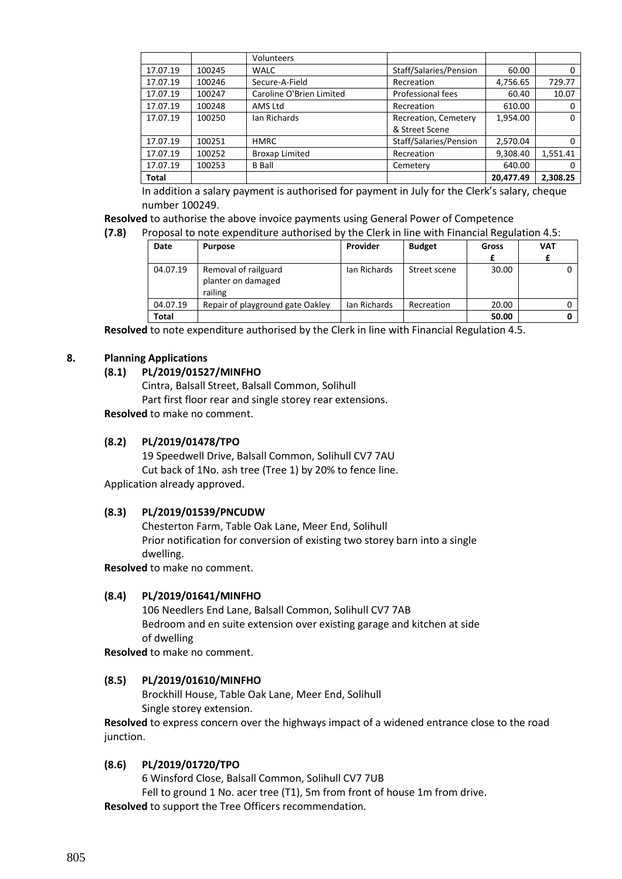| | | Volunteers | | | |
|---|---|---|---|---|---|
| 17.07.19 | 100245 | WALC | Staff/Salaries/Pension | 60.00 | 0 |
| 17.07.19 | 100246 | Secure-A-Field | Recreation | 4,756.65 | 729.77 |
| 17.07.19 | 100247 | Caroline O'Brien Limited | Professional fees | 60.40 | 10.07 |
| 17.07.19 | 100248 | AMS Ltd | Recreation | 610.00 | 0 |
| 17.07.19 | 100250 | Ian Richards | Recreation, Cemetery & Street Scene | 1,954.00 | 0 |
| 17.07.19 | 100251 | HMRC | Staff/Salaries/Pension | 2,570.04 | 0 |
| 17.07.19 | 100252 | Broxap Limited | Recreation | 9,308.40 | 1,551.41 |
| 17.07.19 | 100253 | B Ball | Cemetery | 640.00 | 0 |
| **Total** | | | | **20,477.49** | **2,308.25** |

In addition a salary payment is authorised for payment in July for the Clerk's salary, cheque number 100249.

**Resolved** to authorise the above invoice payments using General Power of Competence

**(7.8)** Proposal to note expenditure authorised by the Clerk in line with Financial Regulation 4.5:

| Date | Purpose | Provider | Budget | Gross £ | VAT £ |
|---|---|---|---|---|---|
| 04.07.19 | Removal of railguard planter on damaged railing | Ian Richards | Street scene | 30.00 | 0 |
| 04.07.19 | Repair of playground gate Oakley | Ian Richards | Recreation | 20.00 | 0 |
| **Total** | | | | **50.00** | **0** |

**Resolved** to note expenditure authorised by the Clerk in line with Financial Regulation 4.5.

## 8. Planning Applications

**(8.1) PL/2019/01527/MINFHO**

Cintra, Balsall Street, Balsall Common, Solihull
Part first floor rear and single storey rear extensions.

**Resolved** to make no comment.

**(8.2) PL/2019/01478/TPO**

19 Speedwell Drive, Balsall Common, Solihull CV7 7AU
Cut back of 1No. ash tree (Tree 1) by 20% to fence line.

Application already approved.

**(8.3) PL/2019/01539/PNCUDW**

Chesterton Farm, Table Oak Lane, Meer End, Solihull
Prior notification for conversion of existing two storey barn into a single dwelling.

**Resolved** to make no comment.

**(8.4) PL/2019/01641/MINFHO**

106 Needlers End Lane, Balsall Common, Solihull CV7 7AB
Bedroom and en suite extension over existing garage and kitchen at side of dwelling

**Resolved** to make no comment.

**(8.5) PL/2019/01610/MINFHO**

Brockhill House, Table Oak Lane, Meer End, Solihull
Single storey extension.

**Resolved** to express concern over the highways impact of a widened entrance close to the road junction.

**(8.6) PL/2019/01720/TPO**

6 Winsford Close, Balsall Common, Solihull CV7 7UB
Fell to ground 1 No. acer tree (T1), 5m from front of house 1m from drive.

**Resolved** to support the Tree Officers recommendation.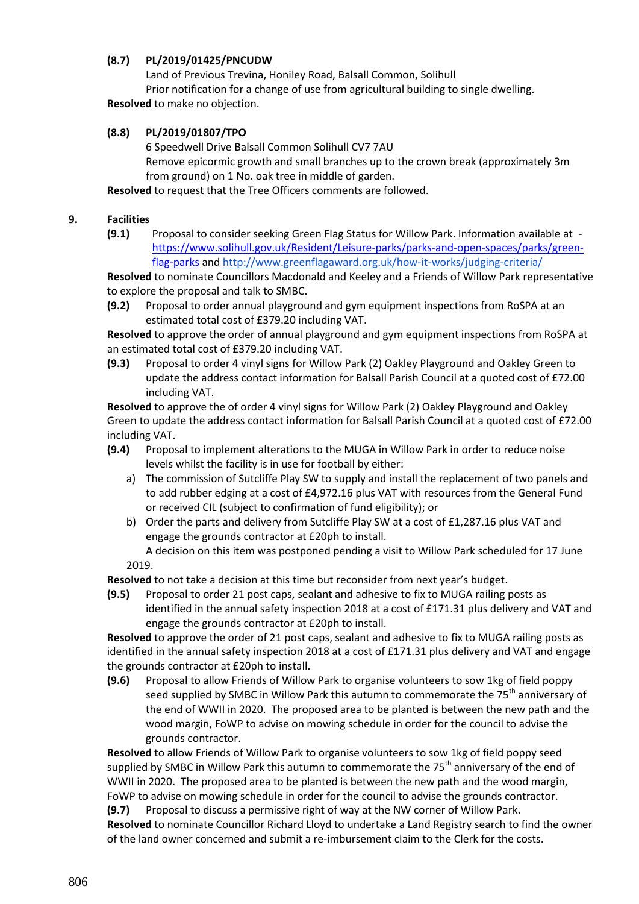**(8.7) PL/2019/01425/PNCUDW**

Land of Previous Trevina, Honiley Road, Balsall Common, Solihull
Prior notification for a change of use from agricultural building to single dwelling.

**Resolved** to make no objection.

**(8.8) PL/2019/01807/TPO**

6 Speedwell Drive Balsall Common Solihull CV7 7AU
Remove epicormic growth and small branches up to the crown break (approximately 3m from ground) on 1 No. oak tree in middle of garden.

**Resolved** to request that the Tree Officers comments are followed.

**9. Facilities**

**(9.1)** Proposal to consider seeking Green Flag Status for Willow Park. Information available at - https://www.solihull.gov.uk/Resident/Leisure-parks/parks-and-open-spaces/parks/green-flag-parks and http://www.greenflagaward.org.uk/how-it-works/judging-criteria/

**Resolved** to nominate Councillors Macdonald and Keeley and a Friends of Willow Park representative to explore the proposal and talk to SMBC.

**(9.2)** Proposal to order annual playground and gym equipment inspections from RoSPA at an estimated total cost of £379.20 including VAT.

**Resolved** to approve the order of annual playground and gym equipment inspections from RoSPA at an estimated total cost of £379.20 including VAT.

**(9.3)** Proposal to order 4 vinyl signs for Willow Park (2) Oakley Playground and Oakley Green to update the address contact information for Balsall Parish Council at a quoted cost of £72.00 including VAT.

**Resolved** to approve the of order 4 vinyl signs for Willow Park (2) Oakley Playground and Oakley Green to update the address contact information for Balsall Parish Council at a quoted cost of £72.00 including VAT.

**(9.4)** Proposal to implement alterations to the MUGA in Willow Park in order to reduce noise levels whilst the facility is in use for football by either:

a) The commission of Sutcliffe Play SW to supply and install the replacement of two panels and to add rubber edging at a cost of £4,972.16 plus VAT with resources from the General Fund or received CIL (subject to confirmation of fund eligibility); or
b) Order the parts and delivery from Sutcliffe Play SW at a cost of £1,287.16 plus VAT and engage the grounds contractor at £20ph to install.

A decision on this item was postponed pending a visit to Willow Park scheduled for 17 June 2019.

**Resolved** to not take a decision at this time but reconsider from next year's budget.

**(9.5)** Proposal to order 21 post caps, sealant and adhesive to fix to MUGA railing posts as identified in the annual safety inspection 2018 at a cost of £171.31 plus delivery and VAT and engage the grounds contractor at £20ph to install.

**Resolved** to approve the order of 21 post caps, sealant and adhesive to fix to MUGA railing posts as identified in the annual safety inspection 2018 at a cost of £171.31 plus delivery and VAT and engage the grounds contractor at £20ph to install.

**(9.6)** Proposal to allow Friends of Willow Park to organise volunteers to sow 1kg of field poppy seed supplied by SMBC in Willow Park this autumn to commemorate the 75th anniversary of the end of WWII in 2020. The proposed area to be planted is between the new path and the wood margin, FoWP to advise on mowing schedule in order for the council to advise the grounds contractor.

**Resolved** to allow Friends of Willow Park to organise volunteers to sow 1kg of field poppy seed supplied by SMBC in Willow Park this autumn to commemorate the 75th anniversary of the end of WWII in 2020. The proposed area to be planted is between the new path and the wood margin, FoWP to advise on mowing schedule in order for the council to advise the grounds contractor.

**(9.7)** Proposal to discuss a permissive right of way at the NW corner of Willow Park.

**Resolved** to nominate Councillor Richard Lloyd to undertake a Land Registry search to find the owner of the land owner concerned and submit a re-imbursement claim to the Clerk for the costs.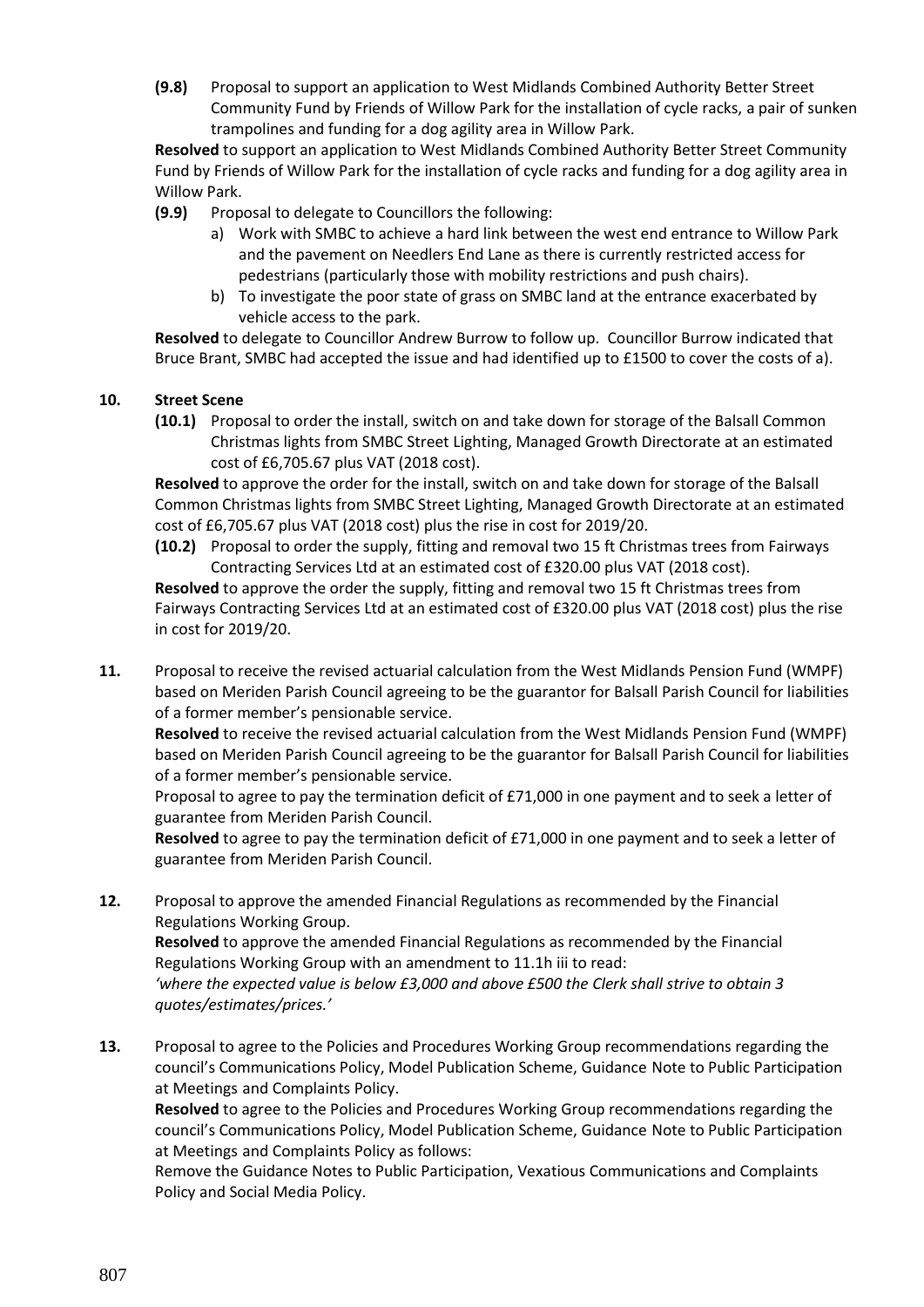**(9.8)** Proposal to support an application to West Midlands Combined Authority Better Street Community Fund by Friends of Willow Park for the installation of cycle racks, a pair of sunken trampolines and funding for a dog agility area in Willow Park.

**Resolved** to support an application to West Midlands Combined Authority Better Street Community Fund by Friends of Willow Park for the installation of cycle racks and funding for a dog agility area in Willow Park.

**(9.9)** Proposal to delegate to Councillors the following:

a) Work with SMBC to achieve a hard link between the west end entrance to Willow Park and the pavement on Needlers End Lane as there is currently restricted access for pedestrians (particularly those with mobility restrictions and push chairs).
b) To investigate the poor state of grass on SMBC land at the entrance exacerbated by vehicle access to the park.

**Resolved** to delegate to Councillor Andrew Burrow to follow up. Councillor Burrow indicated that Bruce Brant, SMBC had accepted the issue and had identified up to £1500 to cover the costs of a).

**10. Street Scene**

**(10.1)** Proposal to order the install, switch on and take down for storage of the Balsall Common Christmas lights from SMBC Street Lighting, Managed Growth Directorate at an estimated cost of £6,705.67 plus VAT (2018 cost).

**Resolved** to approve the order for the install, switch on and take down for storage of the Balsall Common Christmas lights from SMBC Street Lighting, Managed Growth Directorate at an estimated cost of £6,705.67 plus VAT (2018 cost) plus the rise in cost for 2019/20.

**(10.2)** Proposal to order the supply, fitting and removal two 15 ft Christmas trees from Fairways Contracting Services Ltd at an estimated cost of £320.00 plus VAT (2018 cost).

**Resolved** to approve the order the supply, fitting and removal two 15 ft Christmas trees from Fairways Contracting Services Ltd at an estimated cost of £320.00 plus VAT (2018 cost) plus the rise in cost for 2019/20.

**11.** Proposal to receive the revised actuarial calculation from the West Midlands Pension Fund (WMPF) based on Meriden Parish Council agreeing to be the guarantor for Balsall Parish Council for liabilities of a former member's pensionable service.

**Resolved** to receive the revised actuarial calculation from the West Midlands Pension Fund (WMPF) based on Meriden Parish Council agreeing to be the guarantor for Balsall Parish Council for liabilities of a former member's pensionable service.

Proposal to agree to pay the termination deficit of £71,000 in one payment and to seek a letter of guarantee from Meriden Parish Council.

**Resolved** to agree to pay the termination deficit of £71,000 in one payment and to seek a letter of guarantee from Meriden Parish Council.

**12.** Proposal to approve the amended Financial Regulations as recommended by the Financial Regulations Working Group.

**Resolved** to approve the amended Financial Regulations as recommended by the Financial Regulations Working Group with an amendment to 11.1h iii to read:

*'where the expected value is below £3,000 and above £500 the Clerk shall strive to obtain 3 quotes/estimates/prices.'*

**13.** Proposal to agree to the Policies and Procedures Working Group recommendations regarding the council's Communications Policy, Model Publication Scheme, Guidance Note to Public Participation at Meetings and Complaints Policy.

**Resolved** to agree to the Policies and Procedures Working Group recommendations regarding the council's Communications Policy, Model Publication Scheme, Guidance Note to Public Participation at Meetings and Complaints Policy as follows:

Remove the Guidance Notes to Public Participation, Vexatious Communications and Complaints Policy and Social Media Policy.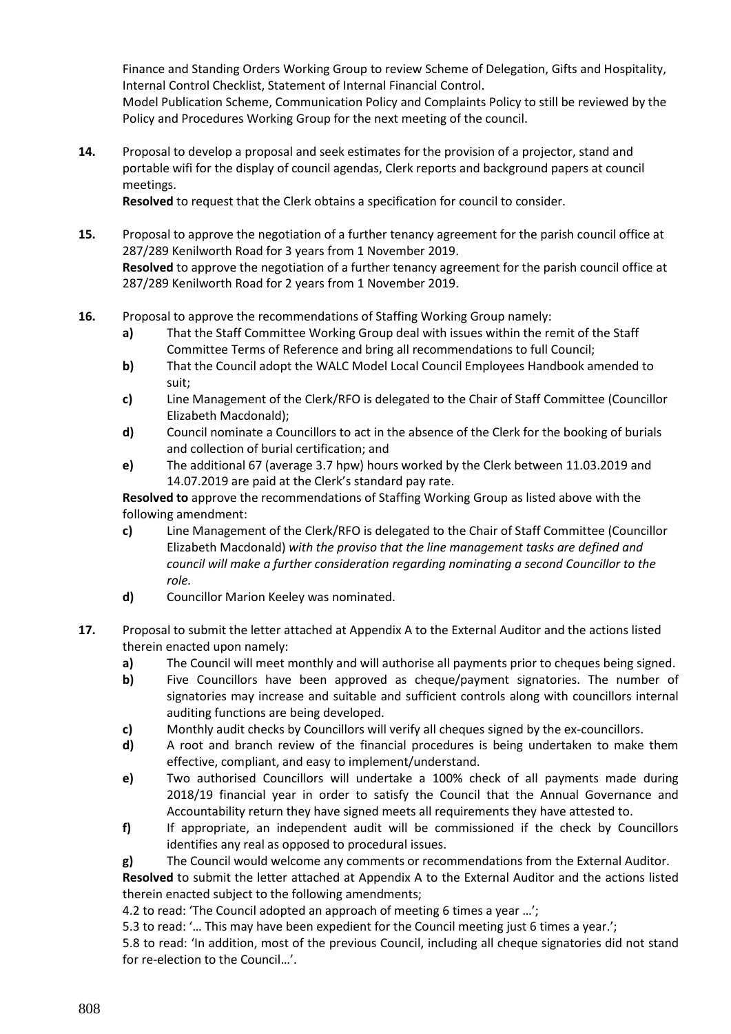Finance and Standing Orders Working Group to review Scheme of Delegation, Gifts and Hospitality, Internal Control Checklist, Statement of Internal Financial Control.
Model Publication Scheme, Communication Policy and Complaints Policy to still be reviewed by the Policy and Procedures Working Group for the next meeting of the council.

**14.** Proposal to develop a proposal and seek estimates for the provision of a projector, stand and portable wifi for the display of council agendas, Clerk reports and background papers at council meetings.
**Resolved** to request that the Clerk obtains a specification for council to consider.

**15.** Proposal to approve the negotiation of a further tenancy agreement for the parish council office at 287/289 Kenilworth Road for 3 years from 1 November 2019.
**Resolved** to approve the negotiation of a further tenancy agreement for the parish council office at 287/289 Kenilworth Road for 2 years from 1 November 2019.

**16.** Proposal to approve the recommendations of Staffing Working Group namely:

- **a)** That the Staff Committee Working Group deal with issues within the remit of the Staff Committee Terms of Reference and bring all recommendations to full Council;
- **b)** That the Council adopt the WALC Model Local Council Employees Handbook amended to suit;
- **c)** Line Management of the Clerk/RFO is delegated to the Chair of Staff Committee (Councillor Elizabeth Macdonald);
- **d)** Council nominate a Councillors to act in the absence of the Clerk for the booking of burials and collection of burial certification; and
- **e)** The additional 67 (average 3.7 hpw) hours worked by the Clerk between 11.03.2019 and 14.07.2019 are paid at the Clerk's standard pay rate.

**Resolved to** approve the recommendations of Staffing Working Group as listed above with the following amendment:

- **c)** Line Management of the Clerk/RFO is delegated to the Chair of Staff Committee (Councillor Elizabeth Macdonald) *with the proviso that the line management tasks are defined and council will make a further consideration regarding nominating a second Councillor to the role.*
- **d)** Councillor Marion Keeley was nominated.

**17.** Proposal to submit the letter attached at Appendix A to the External Auditor and the actions listed therein enacted upon namely:

- **a)** The Council will meet monthly and will authorise all payments prior to cheques being signed.
- **b)** Five Councillors have been approved as cheque/payment signatories. The number of signatories may increase and suitable and sufficient controls along with councillors internal auditing functions are being developed.
- **c)** Monthly audit checks by Councillors will verify all cheques signed by the ex-councillors.
- **d)** A root and branch review of the financial procedures is being undertaken to make them effective, compliant, and easy to implement/understand.
- **e)** Two authorised Councillors will undertake a 100% check of all payments made during 2018/19 financial year in order to satisfy the Council that the Annual Governance and Accountability return they have signed meets all requirements they have attested to.
- **f)** If appropriate, an independent audit will be commissioned if the check by Councillors identifies any real as opposed to procedural issues.
- **g)** The Council would welcome any comments or recommendations from the External Auditor.

**Resolved** to submit the letter attached at Appendix A to the External Auditor and the actions listed therein enacted subject to the following amendments;
4.2 to read: 'The Council adopted an approach of meeting 6 times a year …';
5.3 to read: '… This may have been expedient for the Council meeting just 6 times a year.';
5.8 to read: 'In addition, most of the previous Council, including all cheque signatories did not stand for re-election to the Council…'.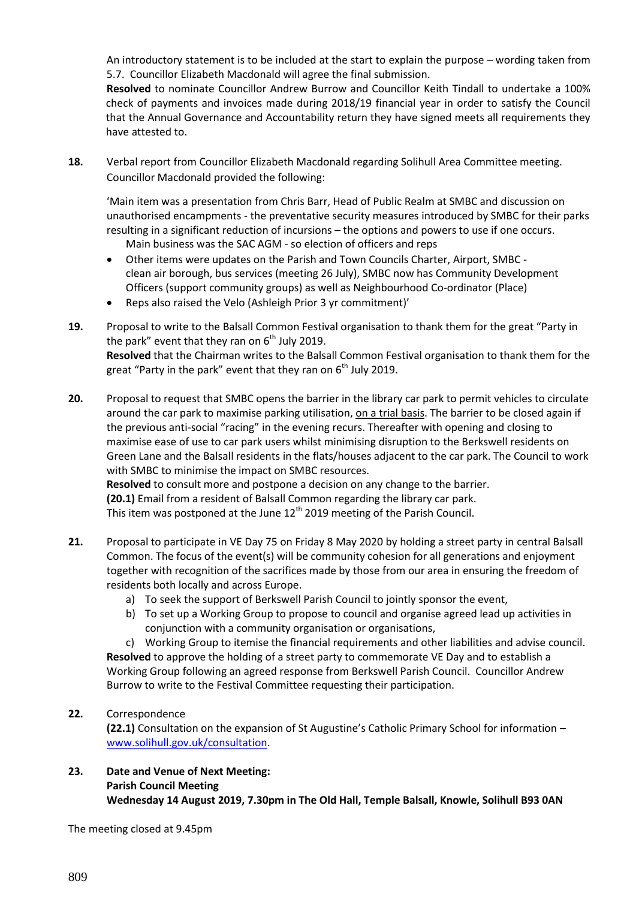An introductory statement is to be included at the start to explain the purpose – wording taken from 5.7. Councillor Elizabeth Macdonald will agree the final submission.

**Resolved** to nominate Councillor Andrew Burrow and Councillor Keith Tindall to undertake a 100% check of payments and invoices made during 2018/19 financial year in order to satisfy the Council that the Annual Governance and Accountability return they have signed meets all requirements they have attested to.

**18.** Verbal report from Councillor Elizabeth Macdonald regarding Solihull Area Committee meeting. Councillor Macdonald provided the following:

'Main item was a presentation from Chris Barr, Head of Public Realm at SMBC and discussion on unauthorised encampments - the preventative security measures introduced by SMBC for their parks resulting in a significant reduction of incursions – the options and powers to use if one occurs.

Main business was the SAC AGM - so election of officers and reps

- Other items were updates on the Parish and Town Councils Charter, Airport, SMBC - clean air borough, bus services (meeting 26 July), SMBC now has Community Development Officers (support community groups) as well as Neighbourhood Co-ordinator (Place)
- Reps also raised the Velo (Ashleigh Prior 3 yr commitment)'

**19.** Proposal to write to the Balsall Common Festival organisation to thank them for the great "Party in the park" event that they ran on 6th July 2019.

**Resolved** that the Chairman writes to the Balsall Common Festival organisation to thank them for the great "Party in the park" event that they ran on 6th July 2019.

**20.** Proposal to request that SMBC opens the barrier in the library car park to permit vehicles to circulate around the car park to maximise parking utilisation, <u>on a trial basis</u>. The barrier to be closed again if the previous anti-social "racing" in the evening recurs. Thereafter with opening and closing to maximise ease of use to car park users whilst minimising disruption to the Berkswell residents on Green Lane and the Balsall residents in the flats/houses adjacent to the car park. The Council to work with SMBC to minimise the impact on SMBC resources.

**Resolved** to consult more and postpone a decision on any change to the barrier.

**(20.1)** Email from a resident of Balsall Common regarding the library car park.
This item was postponed at the June 12th 2019 meeting of the Parish Council.

**21.** Proposal to participate in VE Day 75 on Friday 8 May 2020 by holding a street party in central Balsall Common. The focus of the event(s) will be community cohesion for all generations and enjoyment together with recognition of the sacrifices made by those from our area in ensuring the freedom of residents both locally and across Europe.

a) To seek the support of Berkswell Parish Council to jointly sponsor the event,
b) To set up a Working Group to propose to council and organise agreed lead up activities in conjunction with a community organisation or organisations,
c) Working Group to itemise the financial requirements and other liabilities and advise council.

**Resolved** to approve the holding of a street party to commemorate VE Day and to establish a Working Group following an agreed response from Berkswell Parish Council. Councillor Andrew Burrow to write to the Festival Committee requesting their participation.

**22.** Correspondence

**(22.1)** Consultation on the expansion of St Augustine's Catholic Primary School for information – [www.solihull.gov.uk/consultation](www.solihull.gov.uk/consultation).

**23. Date and Venue of Next Meeting:**
**Parish Council Meeting**
**Wednesday 14 August 2019, 7.30pm in The Old Hall, Temple Balsall, Knowle, Solihull B93 0AN**

The meeting closed at 9.45pm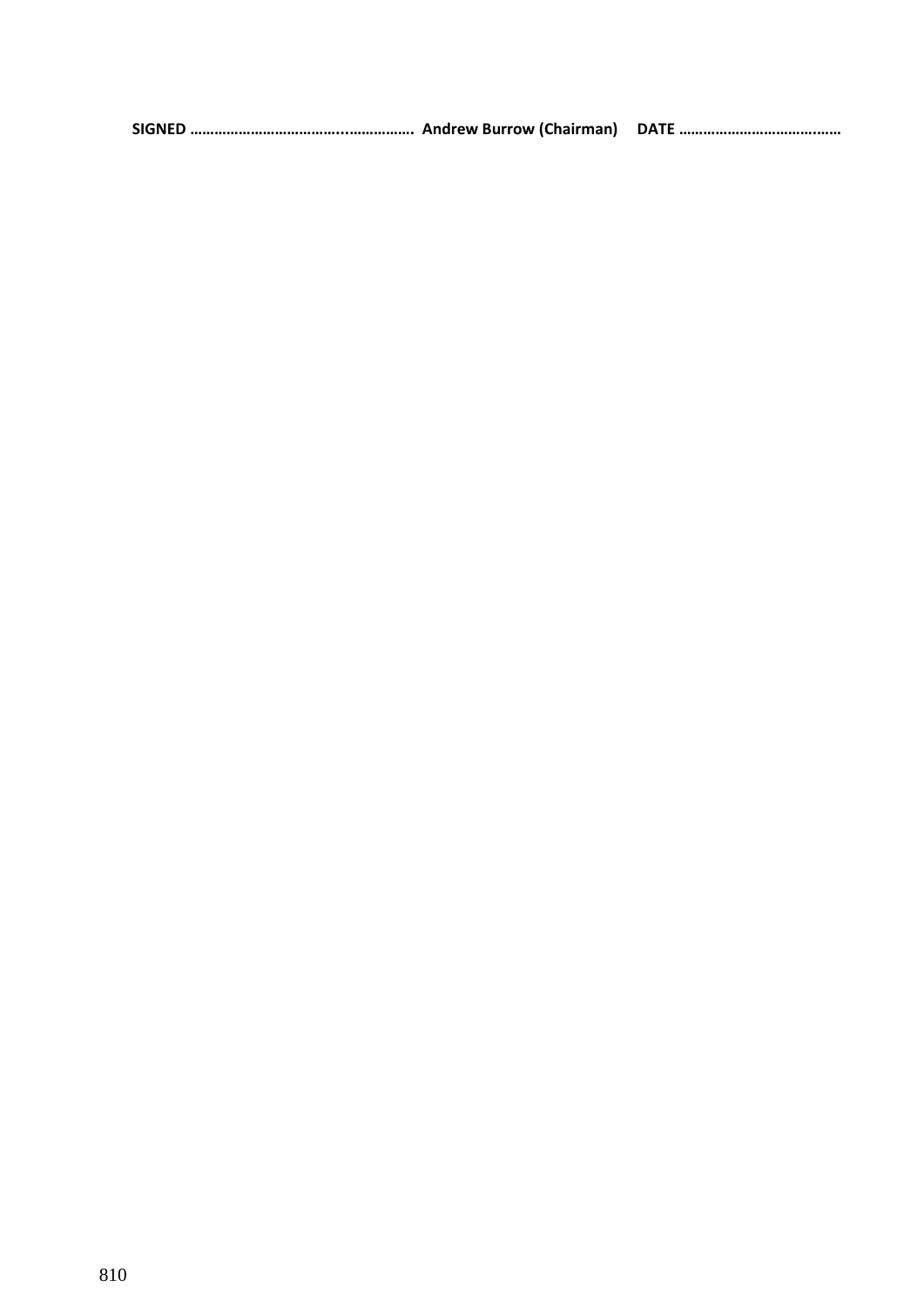**SIGNED ……………………………….……………. Andrew Burrow (Chairman) DATE ……………………………..……**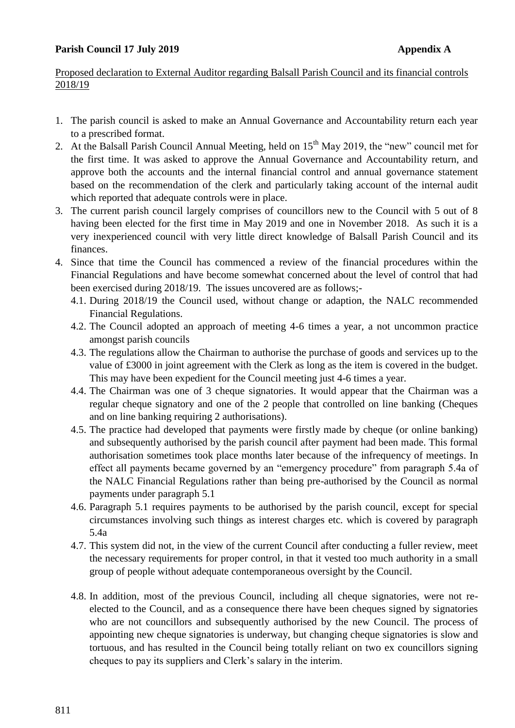**Parish Council 17 July 2019 Appendix A**

Proposed declaration to External Auditor regarding Balsall Parish Council and its financial controls 2018/19

1. The parish council is asked to make an Annual Governance and Accountability return each year to a prescribed format.
2. At the Balsall Parish Council Annual Meeting, held on 15th May 2019, the "new" council met for the first time. It was asked to approve the Annual Governance and Accountability return, and approve both the accounts and the internal financial control and annual governance statement based on the recommendation of the clerk and particularly taking account of the internal audit which reported that adequate controls were in place.
3. The current parish council largely comprises of councillors new to the Council with 5 out of 8 having been elected for the first time in May 2019 and one in November 2018. As such it is a very inexperienced council with very little direct knowledge of Balsall Parish Council and its finances.
4. Since that time the Council has commenced a review of the financial procedures within the Financial Regulations and have become somewhat concerned about the level of control that had been exercised during 2018/19. The issues uncovered are as follows;-
   - 4.1. During 2018/19 the Council used, without change or adaption, the NALC recommended Financial Regulations.
   - 4.2. The Council adopted an approach of meeting 4-6 times a year, a not uncommon practice amongst parish councils
   - 4.3. The regulations allow the Chairman to authorise the purchase of goods and services up to the value of £3000 in joint agreement with the Clerk as long as the item is covered in the budget. This may have been expedient for the Council meeting just 4-6 times a year.
   - 4.4. The Chairman was one of 3 cheque signatories. It would appear that the Chairman was a regular cheque signatory and one of the 2 people that controlled on line banking (Cheques and on line banking requiring 2 authorisations).
   - 4.5. The practice had developed that payments were firstly made by cheque (or online banking) and subsequently authorised by the parish council after payment had been made. This formal authorisation sometimes took place months later because of the infrequency of meetings. In effect all payments became governed by an "emergency procedure" from paragraph 5.4a of the NALC Financial Regulations rather than being pre-authorised by the Council as normal payments under paragraph 5.1
   - 4.6. Paragraph 5.1 requires payments to be authorised by the parish council, except for special circumstances involving such things as interest charges etc. which is covered by paragraph 5.4a
   - 4.7. This system did not, in the view of the current Council after conducting a fuller review, meet the necessary requirements for proper control, in that it vested too much authority in a small group of people without adequate contemporaneous oversight by the Council.
   - 4.8. In addition, most of the previous Council, including all cheque signatories, were not re-elected to the Council, and as a consequence there have been cheques signed by signatories who are not councillors and subsequently authorised by the new Council. The process of appointing new cheque signatories is underway, but changing cheque signatories is slow and tortuous, and has resulted in the Council being totally reliant on two ex councillors signing cheques to pay its suppliers and Clerk's salary in the interim.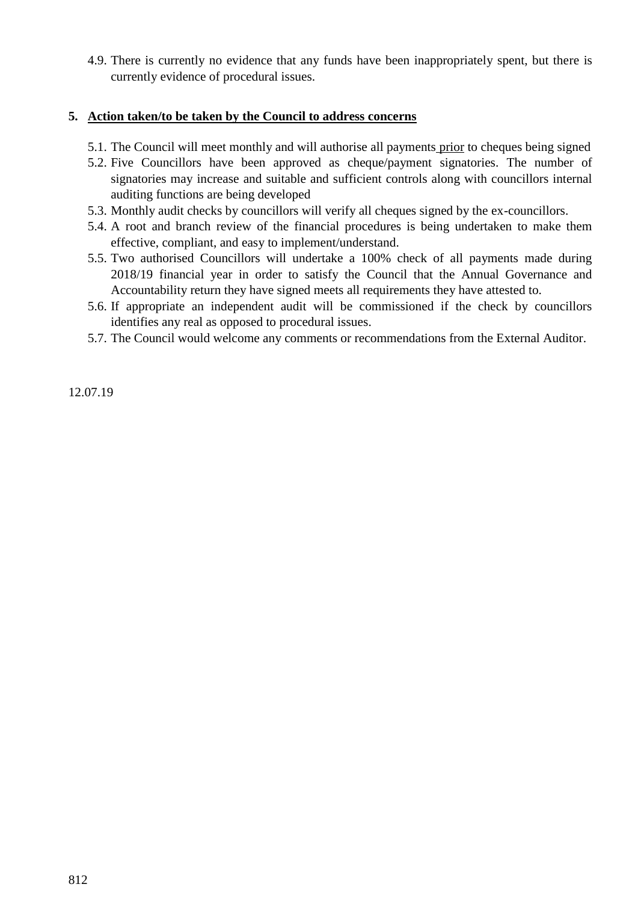4.9. There is currently no evidence that any funds have been inappropriately spent, but there is currently evidence of procedural issues.

## 5. Action taken/to be taken by the Council to address concerns

5.1. The Council will meet monthly and will authorise all payments prior to cheques being signed

5.2. Five Councillors have been approved as cheque/payment signatories. The number of signatories may increase and suitable and sufficient controls along with councillors internal auditing functions are being developed

5.3. Monthly audit checks by councillors will verify all cheques signed by the ex-councillors.

5.4. A root and branch review of the financial procedures is being undertaken to make them effective, compliant, and easy to implement/understand.

5.5. Two authorised Councillors will undertake a 100% check of all payments made during 2018/19 financial year in order to satisfy the Council that the Annual Governance and Accountability return they have signed meets all requirements they have attested to.

5.6. If appropriate an independent audit will be commissioned if the check by councillors identifies any real as opposed to procedural issues.

5.7. The Council would welcome any comments or recommendations from the External Auditor.

12.07.19